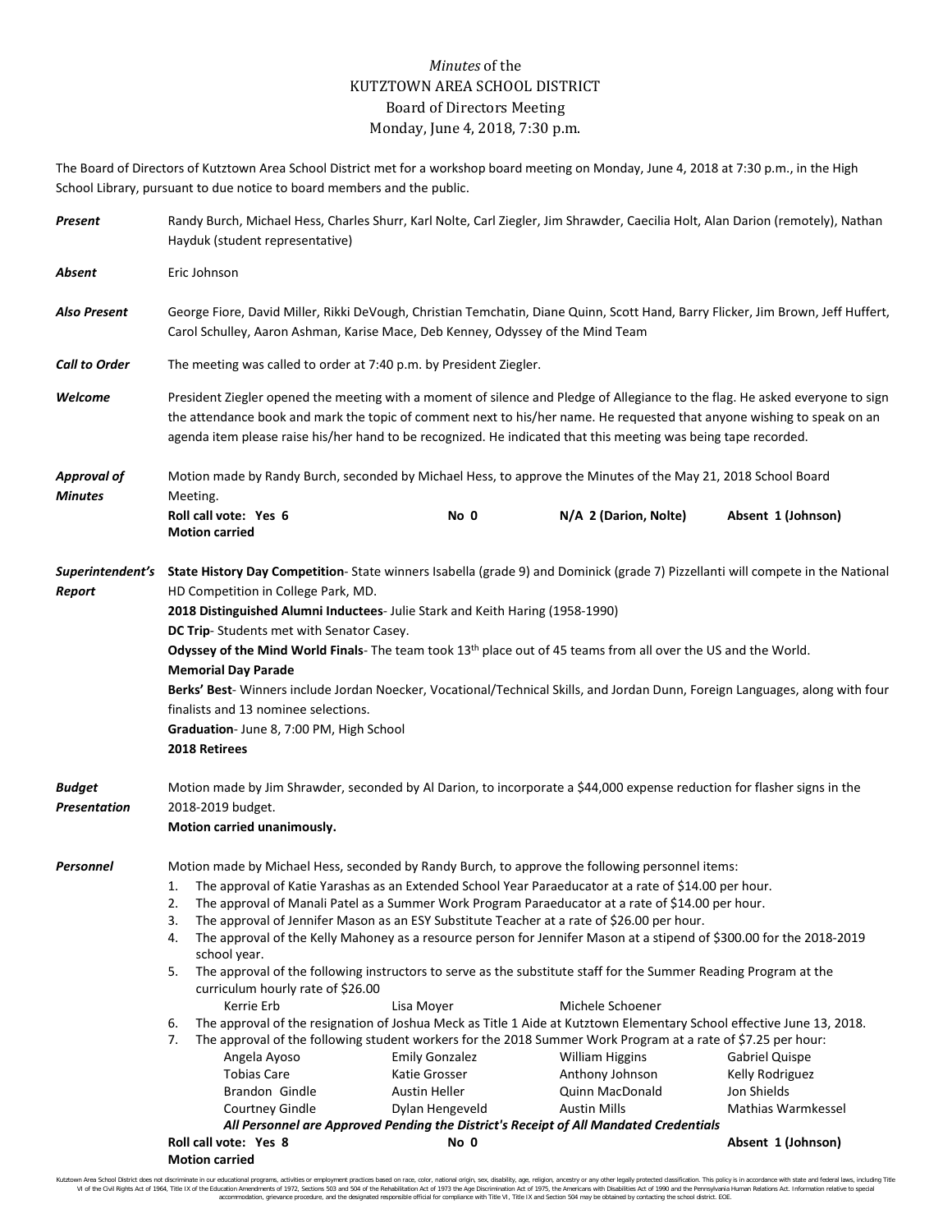# *Minutes* of the KUTZTOWN AREA SCHOOL DISTRICT Board of Directors Meeting

Monday, June 4, 2018, 7:30 p.m.

The Board of Directors of Kutztown Area School District met for a workshop board meeting on Monday, June 4, 2018 at 7:30 p.m., in the High School Library, pursuant to due notice to board members and the public.

***Present*** Randy Burch, Michael Hess, Charles Shurr, Karl Nolte, Carl Ziegler, Jim Shrawder, Caecilia Holt, Alan Darion (remotely), Nathan Hayduk (student representative)

***Absent*** Eric Johnson

***Also Present*** George Fiore, David Miller, Rikki DeVough, Christian Temchatin, Diane Quinn, Scott Hand, Barry Flicker, Jim Brown, Jeff Huffert, Carol Schulley, Aaron Ashman, Karise Mace, Deb Kenney, Odyssey of the Mind Team

***Call to Order*** The meeting was called to order at 7:40 p.m. by President Ziegler.

***Welcome*** President Ziegler opened the meeting with a moment of silence and Pledge of Allegiance to the flag. He asked everyone to sign the attendance book and mark the topic of comment next to his/her name. He requested that anyone wishing to speak on an agenda item please raise his/her hand to be recognized. He indicated that this meeting was being tape recorded.

***Approval of Minutes*** Motion made by Randy Burch, seconded by Michael Hess, to approve the Minutes of the May 21, 2018 School Board Meeting.

**Roll call vote: Yes 6** **No 0** **N/A 2 (Darion, Nolte)** **Absent 1 (Johnson)**
**Motion carried**

***Superintendent's Report***

**State History Day Competition**- State winners Isabella (grade 9) and Dominick (grade 7) Pizzellanti will compete in the National HD Competition in College Park, MD.

**2018 Distinguished Alumni Inductees**- Julie Stark and Keith Haring (1958-1990)

**DC Trip**- Students met with Senator Casey.

**Odyssey of the Mind World Finals**- The team took 13th place out of 45 teams from all over the US and the World.

**Memorial Day Parade**

**Berks' Best**- Winners include Jordan Noecker, Vocational/Technical Skills, and Jordan Dunn, Foreign Languages, along with four finalists and 13 nominee selections.

**Graduation**- June 8, 7:00 PM, High School

**2018 Retirees**

***Budget Presentation*** Motion made by Jim Shrawder, seconded by Al Darion, to incorporate a $44,000 expense reduction for flasher signs in the 2018-2019 budget.

**Motion carried unanimously.**

***Personnel*** Motion made by Michael Hess, seconded by Randy Burch, to approve the following personnel items:

1. The approval of Katie Yarashas as an Extended School Year Paraeducator at a rate of $14.00 per hour.
2. The approval of Manali Patel as a Summer Work Program Paraeducator at a rate of $14.00 per hour.
3. The approval of Jennifer Mason as an ESY Substitute Teacher at a rate of $26.00 per hour.
4. The approval of the Kelly Mahoney as a resource person for Jennifer Mason at a stipend of $300.00 for the 2018-2019 school year.
5. The approval of the following instructors to serve as the substitute staff for the Summer Reading Program at the curriculum hourly rate of $26.00

   Kerrie Erb &nbsp;&nbsp; Lisa Moyer &nbsp;&nbsp; Michele Schoener
6. The approval of the resignation of Joshua Meck as Title 1 Aide at Kutztown Elementary School effective June 13, 2018.
7. The approval of the following student workers for the 2018 Summer Work Program at a rate of $7.25 per hour:

| | | | |
|---|---|---|---|
| Angela Ayoso | Emily Gonzalez | William Higgins | Gabriel Quispe |
| Tobias Care | Katie Grosser | Anthony Johnson | Kelly Rodriguez |
| Brandon Gindle | Austin Heller | Quinn MacDonald | Jon Shields |
| Courtney Gindle | Dylan Hengeveld | Austin Mills | Mathias Warmkessel |

***All Personnel are Approved Pending the District's Receipt of All Mandated Credentials***

**Roll call vote: Yes 8** **No 0** **Absent 1 (Johnson)**
**Motion carried**

Kutztown Area School District does not discriminate in our educational programs, activities or employment practices based on race, color, national origin, sex, disability, age, religion, ancestry or any other legally protected classification. This policy is in accordance with state and federal laws, including Title VI of the Civil Rights Act of 1964, Title IX of the Education Amendments of 1972, Sections 503 and 504 of the Rehabilitation Act of 1973 the Age Discrimination Act of 1975, the Americans with Disabilities Act of 1990 and the Pennsylvania Human Relations Act. Information relative to special accommodation, grievance procedure, and the designated responsible official for compliance with Title VI, Title IX and Section 504 may be obtained by contacting the school district. EOE.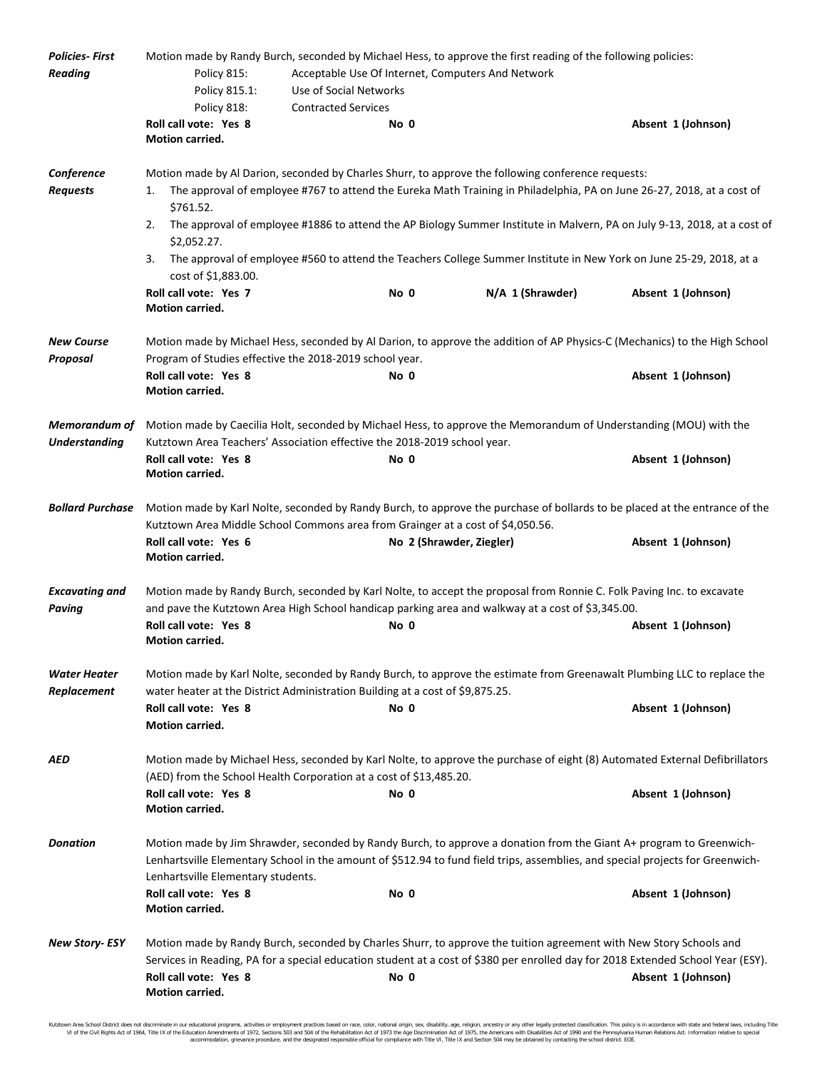***Policies- First Reading***

Motion made by Randy Burch, seconded by Michael Hess, to approve the first reading of the following policies:

| | |
|---|---|
| Policy 815: | Acceptable Use Of Internet, Computers And Network |
| Policy 815.1: | Use of Social Networks |
| Policy 818: | Contracted Services |

**Roll call vote: Yes 8** **No 0** **Absent 1 (Johnson)**
**Motion carried.**

***Conference Requests***

Motion made by Al Darion, seconded by Charles Shurr, to approve the following conference requests:

1. The approval of employee #767 to attend the Eureka Math Training in Philadelphia, PA on June 26-27, 2018, at a cost of $761.52.
2. The approval of employee #1886 to attend the AP Biology Summer Institute in Malvern, PA on July 9-13, 2018, at a cost of $2,052.27.
3. The approval of employee #560 to attend the Teachers College Summer Institute in New York on June 25-29, 2018, at a cost of $1,883.00.

**Roll call vote: Yes 7** **No 0** **N/A 1 (Shrawder)** **Absent 1 (Johnson)**
**Motion carried.**

***New Course Proposal***

Motion made by Michael Hess, seconded by Al Darion, to approve the addition of AP Physics-C (Mechanics) to the High School Program of Studies effective the 2018-2019 school year.

**Roll call vote: Yes 8** **No 0** **Absent 1 (Johnson)**
**Motion carried.**

***Memorandum of Understanding***

Motion made by Caecilia Holt, seconded by Michael Hess, to approve the Memorandum of Understanding (MOU) with the Kutztown Area Teachers' Association effective the 2018-2019 school year.

**Roll call vote: Yes 8** **No 0** **Absent 1 (Johnson)**
**Motion carried.**

***Bollard Purchase***

Motion made by Karl Nolte, seconded by Randy Burch, to approve the purchase of bollards to be placed at the entrance of the Kutztown Area Middle School Commons area from Grainger at a cost of $4,050.56.

**Roll call vote: Yes 6** **No 2 (Shrawder, Ziegler)** **Absent 1 (Johnson)**
**Motion carried.**

***Excavating and Paving***

Motion made by Randy Burch, seconded by Karl Nolte, to accept the proposal from Ronnie C. Folk Paving Inc. to excavate and pave the Kutztown Area High School handicap parking area and walkway at a cost of $3,345.00.

**Roll call vote: Yes 8** **No 0** **Absent 1 (Johnson)**
**Motion carried.**

***Water Heater Replacement***

Motion made by Karl Nolte, seconded by Randy Burch, to approve the estimate from Greenawalt Plumbing LLC to replace the water heater at the District Administration Building at a cost of $9,875.25.

**Roll call vote: Yes 8** **No 0** **Absent 1 (Johnson)**
**Motion carried.**

***AED***

Motion made by Michael Hess, seconded by Karl Nolte, to approve the purchase of eight (8) Automated External Defibrillators (AED) from the School Health Corporation at a cost of $13,485.20.

**Roll call vote: Yes 8** **No 0** **Absent 1 (Johnson)**
**Motion carried.**

***Donation***

Motion made by Jim Shrawder, seconded by Randy Burch, to approve a donation from the Giant A+ program to Greenwich-Lenhartsville Elementary School in the amount of $512.94 to fund field trips, assemblies, and special projects for Greenwich-Lenhartsville Elementary students.

**Roll call vote: Yes 8** **No 0** **Absent 1 (Johnson)**
**Motion carried.**

***New Story- ESY***

Motion made by Randy Burch, seconded by Charles Shurr, to approve the tuition agreement with New Story Schools and Services in Reading, PA for a special education student at a cost of $380 per enrolled day for 2018 Extended School Year (ESY).

**Roll call vote: Yes 8** **No 0** **Absent 1 (Johnson)**
**Motion carried.**

Kutztown Area School District does not discriminate in our educational programs, activities or employment practices based on race, color, national origin, sex, disability, age, religion, ancestry or any other legally protected classification. This policy is in accordance with state and federal laws, including Title VI of the Civil Rights Act of 1964, Title IX of the Education Amendments of 1972, Sections 503 and 504 of the Rehabilitation Act of 1973 the Age Discrimination Act of 1975, the Americans with Disabilities Act of 1990 and the Pennsylvania Human Relations Act. Information relative to special accommodation, grievance procedure, and the designated responsible official for compliance with Title VI, Title IX and Section 504 may be obtained by contacting the school district. EOE.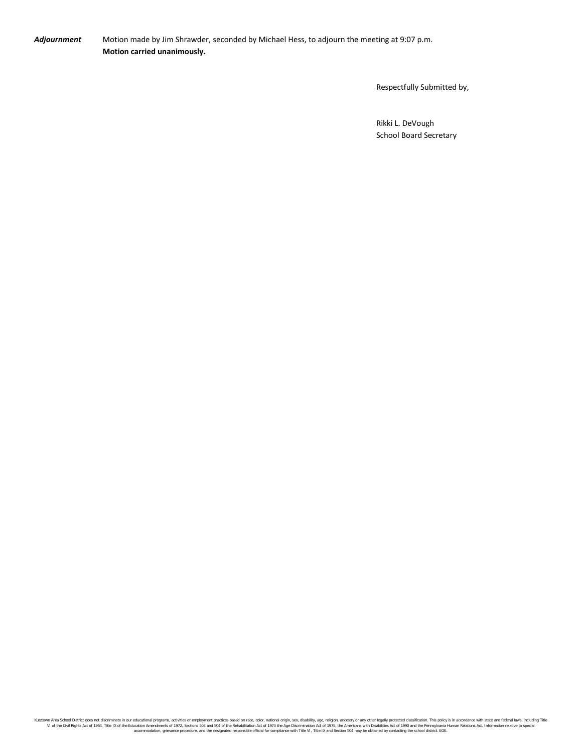***Adjournment*** Motion made by Jim Shrawder, seconded by Michael Hess, to adjourn the meeting at 9:07 p.m. **Motion carried unanimously.**

Respectfully Submitted by,

Rikki L. DeVough
School Board Secretary

Kutztown Area School District does not discriminate in our educational programs, activities or employment practices based on race, color, national origin, sex, disability, age, religion, ancestry or any other legally protected classification. This policy is in accordance with state and federal laws, including Title VI of the Civil Rights Act of 1964, Title IX of the Education Amendments of 1972, Sections 503 and 504 of the Rehabilitation Act of 1973 the Age Discrimination Act of 1975, the Americans with Disabilities Act of 1990 and the Pennsylvania Human Relations Act. Information relative to special accommodation, grievance procedure, and the designated responsible official for compliance with Title VI, Title IX and Section 504 may be obtained by contacting the school district. EOE.